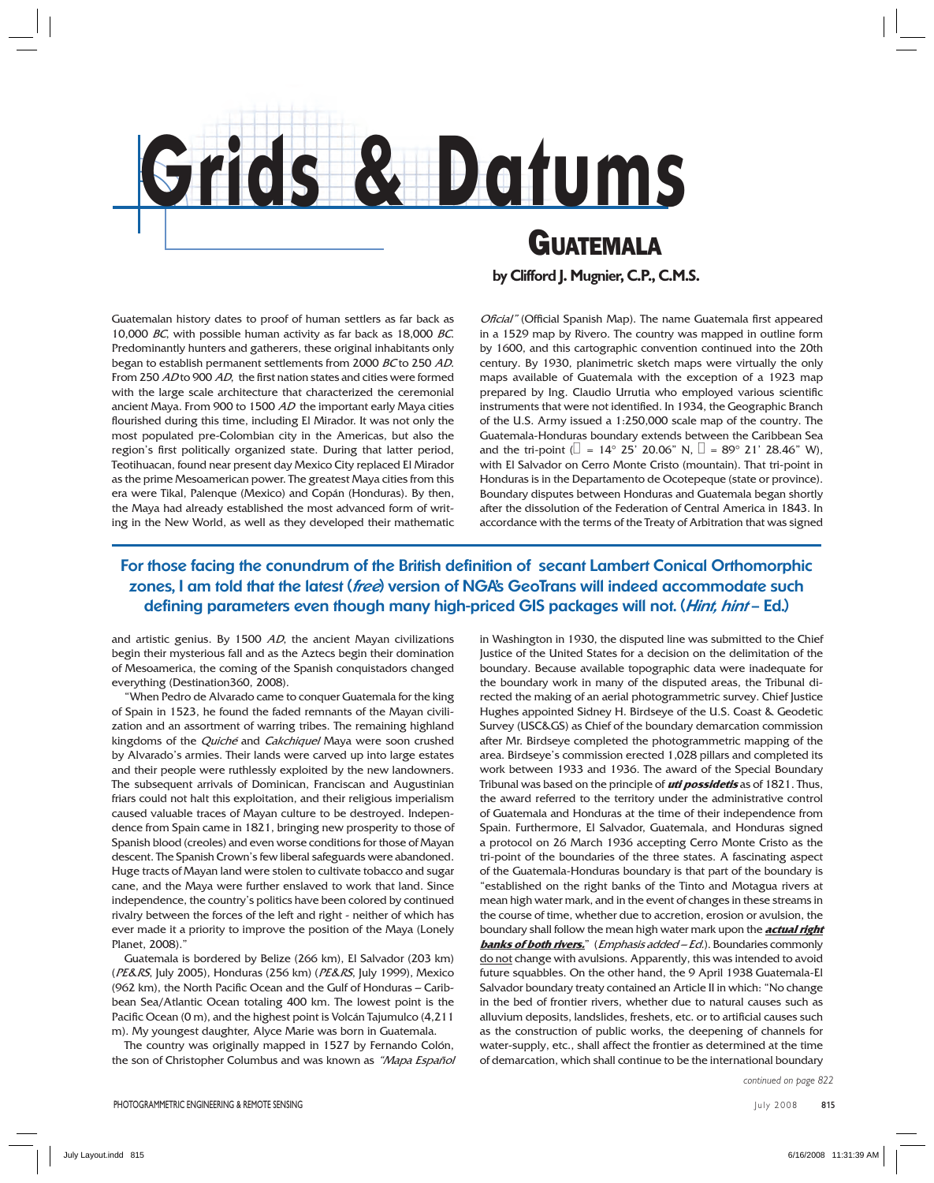# Grids & Datums

## Guatemala

**by Clifford J. Mugnier, C.P., C.M.S.**

Guatemalan history dates to proof of human settlers as far back as 10,000 *BC*, with possible human activity as far back as 18,000 *BC*. Predominantly hunters and gatherers, these original inhabitants only began to establish permanent settlements from 2000 *BC* to 250 *AD*. From 250 *AD* to 900 *AD*, the first nation states and cities were formed with the large scale architecture that characterized the ceremonial ancient Maya. From 900 to 1500 *AD* the important early Maya cities flourished during this time, including El Mirador. It was not only the most populated pre-Colombian city in the Americas, but also the region's first politically organized state. During that latter period, Teotihuacan, found near present day Mexico City replaced El Mirador as the prime Mesoamerican power. The greatest Maya cities from this era were Tikal, Palenque (Mexico) and Copán (Honduras). By then, the Maya had already established the most advanced form of writing in the New World, as well as they developed their mathematic and artistic genius. By 1500 *AD*, the ancient Mayan civilizations begin their mysterious fall and as the Aztecs begin their domination of Mesoamerica, the coming of the Spanish conquistadors changed everything (Destination360, 2008).

"When Pedro de Alvarado came to conquer Guatemala for the king of Spain in 1523, he found the faded remnants of the Mayan civilization and an assortment of warring tribes. The remaining highland kingdoms of the *Quiché* and *Cakchiquel* Maya were soon crushed by Alvarado's armies. Their lands were carved up into large estates and their people were ruthlessly exploited by the new landowners. The subsequent arrivals of Dominican, Franciscan and Augustinian friars could not halt this exploitation, and their religious imperialism caused valuable traces of Mayan culture to be destroyed. Independence from Spain came in 1821, bringing new prosperity to those of Spanish blood (creoles) and even worse conditions for those of Mayan descent. The Spanish Crown's few liberal safeguards were abandoned. Huge tracts of Mayan land were stolen to cultivate tobacco and sugar cane, and the Maya were further enslaved to work that land. Since independence, the country's politics have been colored by continued rivalry between the forces of the left and right - neither of which has ever made it a priority to improve the position of the Maya (Lonely Planet, 2008)."

Guatemala is bordered by Belize (266 km), El Salvador (203 km) (*PE&RS*, July 2005), Honduras (256 km) (*PE&RS*, July 1999), Mexico (962 km), the North Pacific Ocean and the Gulf of Honduras – Caribbean Sea/Atlantic Ocean totaling 400 km. The lowest point is the Pacific Ocean (0 m), and the highest point is Volcán Tajumulco (4,211 m). My youngest daughter, Alyce Marie was born in Guatemala.

The country was originally mapped in 1527 by Fernando Colón, the son of Christopher Columbus and was known as *"Mapa Español Oficial"* (Official Spanish Map). The name Guatemala first appeared in a 1529 map by Rivero. The country was mapped in outline form by 1600, and this cartographic convention continued into the 20th century. By 1930, planimetric sketch maps were virtually the only maps available of Guatemala with the exception of a 1923 map prepared by Ing. Claudio Urrutia who employed various scientific instruments that were not identified. In 1934, the Geographic Branch of the U.S. Army issued a 1:250,000 scale map of the country. The Guatemala-Honduras boundary extends between the Caribbean Sea and the tri-point ($\varphi$ = 14° 25' 20.06" N, $\lambda$ = 89° 21' 28.46" W), with El Salvador on Cerro Monte Cristo (mountain). That tri-point in Honduras is in the Departamento de Ocotepeque (state or province). Boundary disputes between Honduras and Guatemala began shortly after the dissolution of the Federation of Central America in 1843. In accordance with the terms of the Treaty of Arbitration that was signed in Washington in 1930, the disputed line was submitted to the Chief Justice of the United States for a decision on the delimitation of the boundary. Because available topographic data were inadequate for the boundary work in many of the disputed areas, the Tribunal directed the making of an aerial photogrammetric survey. Chief Justice Hughes appointed Sidney H. Birdseye of the U.S. Coast & Geodetic Survey (USC&GS) as Chief of the boundary demarcation commission after Mr. Birdseye completed the photogrammetric mapping of the area. Birdseye's commission erected 1,028 pillars and completed its work between 1933 and 1936. The award of the Special Boundary Tribunal was based on the principle of ***uti possidetis*** as of 1821. Thus, the award referred to the territory under the administrative control of Guatemala and Honduras at the time of their independence from Spain. Furthermore, El Salvador, Guatemala, and Honduras signed a protocol on 26 March 1936 accepting Cerro Monte Cristo as the tri-point of the boundaries of the three states. A fascinating aspect of the Guatemala-Honduras boundary is that part of the boundary is "established on the right banks of the Tinto and Motagua rivers at mean high water mark, and in the event of changes in these streams in the course of time, whether due to accretion, erosion or avulsion, the boundary shall follow the mean high water mark upon the ***actual right banks of both rivers.***" (*Emphasis added – Ed.*). Boundaries commonly do not change with avulsions. Apparently, this was intended to avoid future squabbles. On the other hand, the 9 April 1938 Guatemala-El Salvador boundary treaty contained an Article II in which: "No change in the bed of frontier rivers, whether due to natural causes such as alluvium deposits, landslides, freshets, etc. or to artificial causes such as the construction of public works, the deepening of channels for water-supply, etc., shall affect the frontier as determined at the time of demarcation, which shall continue to be the international boundary

*continued on page 822*

**For those facing the conundrum of the British definition of secant Lambert Conical Orthomorphic zones, I am told that the latest (*free*) version of NGA's GeoTrans will indeed accommodate such defining parameters even though many high-priced GIS packages will not. (*Hint, hint* – Ed.)**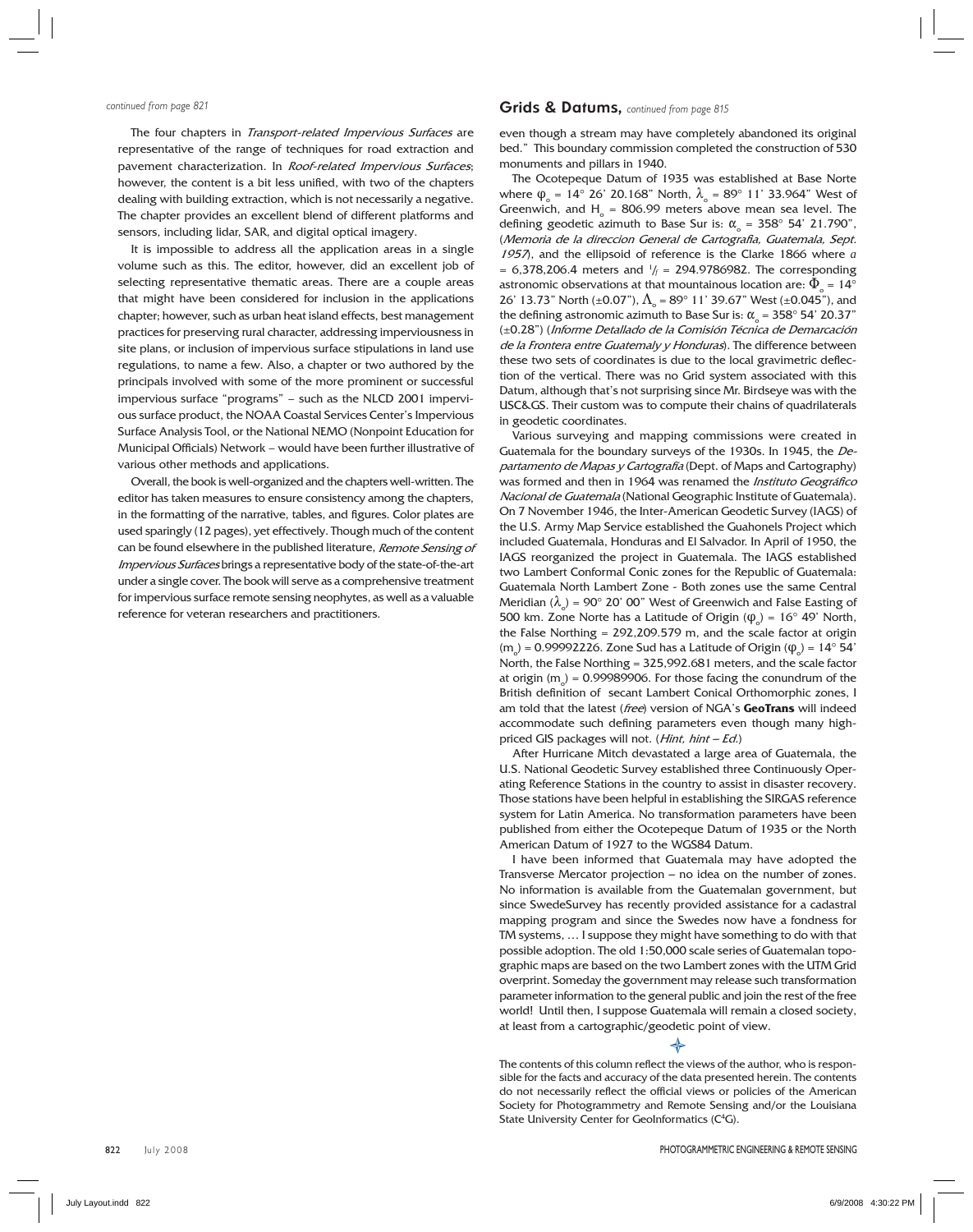*continued from page 821*

The four chapters in *Transport-related Impervious Surfaces* are representative of the range of techniques for road extraction and pavement characterization. In *Roof-related Impervious Surfaces*; however, the content is a bit less unified, with two of the chapters dealing with building extraction, which is not necessarily a negative. The chapter provides an excellent blend of different platforms and sensors, including lidar, SAR, and digital optical imagery.

It is impossible to address all the application areas in a single volume such as this. The editor, however, did an excellent job of selecting representative thematic areas. There are a couple areas that might have been considered for inclusion in the applications chapter; however, such as urban heat island effects, best management practices for preserving rural character, addressing imperviousness in site plans, or inclusion of impervious surface stipulations in land use regulations, to name a few. Also, a chapter or two authored by the principals involved with some of the more prominent or successful impervious surface "programs" – such as the NLCD 2001 impervious surface product, the NOAA Coastal Services Center's Impervious Surface Analysis Tool, or the National NEMO (Nonpoint Education for Municipal Officials) Network – would have been further illustrative of various other methods and applications.

Overall, the book is well-organized and the chapters well-written. The editor has taken measures to ensure consistency among the chapters, in the formatting of the narrative, tables, and figures. Color plates are used sparingly (12 pages), yet effectively. Though much of the content can be found elsewhere in the published literature, *Remote Sensing of Impervious Surfaces* brings a representative body of the state-of-the-art under a single cover. The book will serve as a comprehensive treatment for impervious surface remote sensing neophytes, as well as a valuable reference for veteran researchers and practitioners.

## Grids & Datums, *continued from page 815*

even though a stream may have completely abandoned its original bed." This boundary commission completed the construction of 530 monuments and pillars in 1940.

The Ocotepeque Datum of 1935 was established at Base Norte where $\varphi_o$ = 14° 26' 20.168" North, $\lambda_o$ = 89° 11' 33.964" West of Greenwich, and $H_o$ = 806.99 meters above mean sea level. The defining geodetic azimuth to Base Sur is: $\alpha_o$ = 358° 54' 21.790", (*Memoria de la direccion General de Cartografia, Guatemala, Sept. 1957*), and the ellipsoid of reference is the Clarke 1866 where $a$ = 6,378,206.4 meters and $^1/_f$ = 294.9786982. The corresponding astronomic observations at that mountainous location are: $\Phi_o$ = 14° 26' 13.73" North (±0.07"), $\Lambda_o$ = 89° 11' 39.67" West (±0.045"), and the defining astronomic azimuth to Base Sur is: $\alpha_o$ = 358° 54' 20.37" (±0.28") (*Informe Detallado de la Comisión Técnica de Demarcación de la Frontera entre Guatemaly y Honduras*). The difference between these two sets of coordinates is due to the local gravimetric deflection of the vertical. There was no Grid system associated with this Datum, although that's not surprising since Mr. Birdseye was with the USC&GS. Their custom was to compute their chains of quadrilaterals in geodetic coordinates.

Various surveying and mapping commissions were created in Guatemala for the boundary surveys of the 1930s. In 1945, the *Departamento de Mapas y Cartografia* (Dept. of Maps and Cartography) was formed and then in 1964 was renamed the *Instituto Geográfico Nacional de Guatemala* (National Geographic Institute of Guatemala). On 7 November 1946, the Inter-American Geodetic Survey (IAGS) of the U.S. Army Map Service established the Guahonels Project which included Guatemala, Honduras and El Salvador. In April of 1950, the IAGS reorganized the project in Guatemala. The IAGS established two Lambert Conformal Conic zones for the Republic of Guatemala: Guatemala North Lambert Zone - Both zones use the same Central Meridian ($\lambda_o$) = 90° 20' 00" West of Greenwich and False Easting of 500 km. Zone Norte has a Latitude of Origin ($\varphi_o$) = 16° 49' North, the False Northing = 292,209.579 m, and the scale factor at origin ($m_o$) = 0.99992226. Zone Sud has a Latitude of Origin ($\varphi_o$) = 14° 54' North, the False Northing = 325,992.681 meters, and the scale factor at origin ($m_o$) = 0.99989906. For those facing the conundrum of the British definition of secant Lambert Conical Orthomorphic zones, I am told that the latest (*free*) version of NGA's **GeoTrans** will indeed accommodate such defining parameters even though many high-priced GIS packages will not. (*Hint, hint – Ed.*)

After Hurricane Mitch devastated a large area of Guatemala, the U.S. National Geodetic Survey established three Continuously Operating Reference Stations in the country to assist in disaster recovery. Those stations have been helpful in establishing the SIRGAS reference system for Latin America. No transformation parameters have been published from either the Ocotepeque Datum of 1935 or the North American Datum of 1927 to the WGS84 Datum.

I have been informed that Guatemala may have adopted the Transverse Mercator projection – no idea on the number of zones. No information is available from the Guatemalan government, but since SwedeSurvey has recently provided assistance for a cadastral mapping program and since the Swedes now have a fondness for TM systems, … I suppose they might have something to do with that possible adoption. The old 1:50,000 scale series of Guatemalan topographic maps are based on the two Lambert zones with the UTM Grid overprint. Someday the government may release such transformation parameter information to the general public and join the rest of the free world! Until then, I suppose Guatemala will remain a closed society, at least from a cartographic/geodetic point of view.

The contents of this column reflect the views of the author, who is responsible for the facts and accuracy of the data presented herein. The contents do not necessarily reflect the official views or policies of the American Society for Photogrammetry and Remote Sensing and/or the Louisiana State University Center for GeoInformatics ($C^4G$).